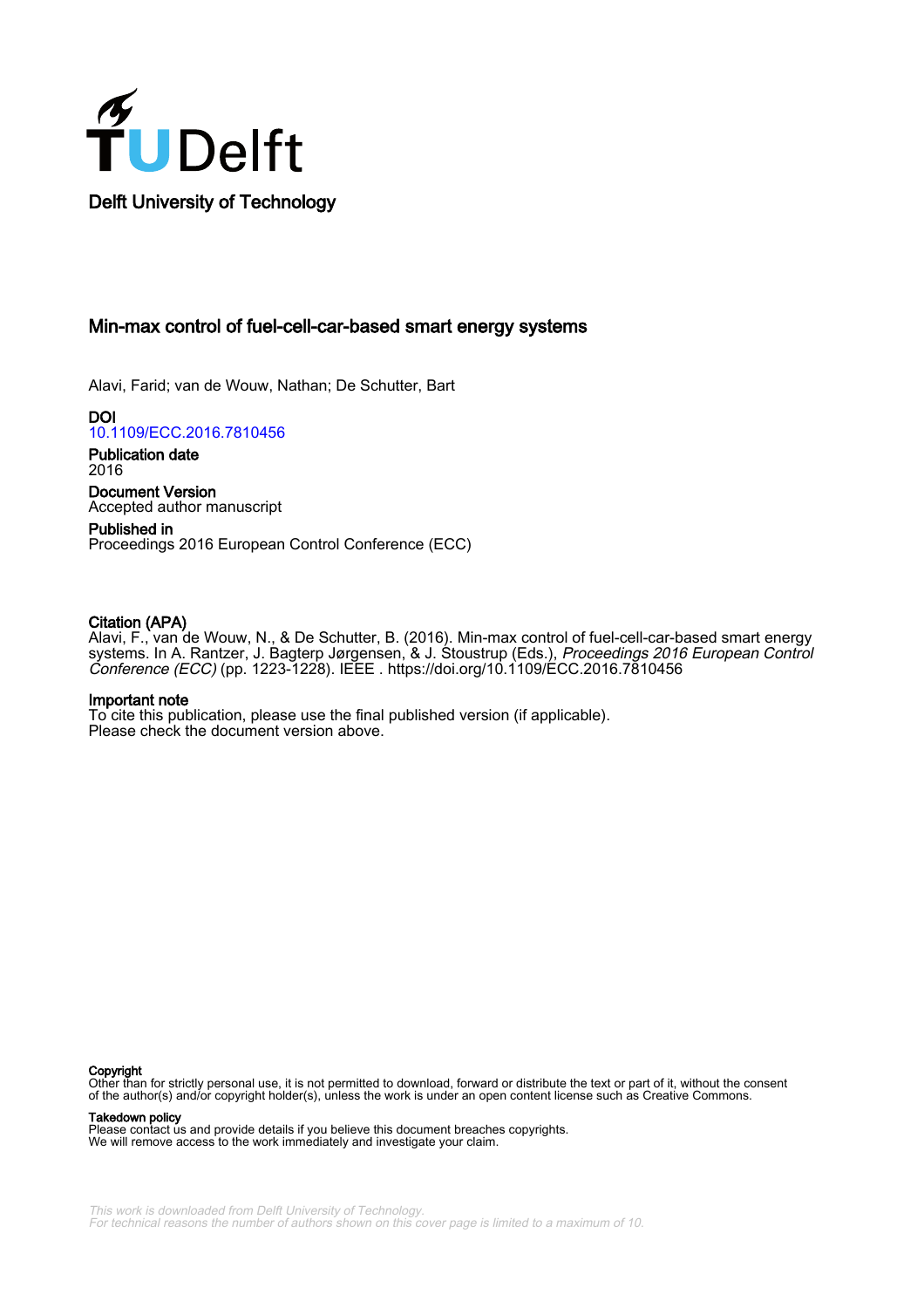Delft University of Technology

# Min-max control of fuel-cell-car-based smart energy systems

Alavi, Farid; van de Wouw, Nathan; De Schutter, Bart

**DOI**
10.1109/ECC.2016.7810456

**Publication date**
2016

**Document Version**
Accepted author manuscript

**Published in**
Proceedings 2016 European Control Conference (ECC)

**Citation (APA)**
Alavi, F., van de Wouw, N., & De Schutter, B. (2016). Min-max control of fuel-cell-car-based smart energy systems. In A. Rantzer, J. Bagterp Jørgensen, & J. Stoustrup (Eds.), *Proceedings 2016 European Control Conference (ECC)* (pp. 1223-1228). IEEE . https://doi.org/10.1109/ECC.2016.7810456

**Important note**
To cite this publication, please use the final published version (if applicable).
Please check the document version above.

**Copyright**
Other than for strictly personal use, it is not permitted to download, forward or distribute the text or part of it, without the consent of the author(s) and/or copyright holder(s), unless the work is under an open content license such as Creative Commons.

**Takedown policy**
Please contact us and provide details if you believe this document breaches copyrights.
We will remove access to the work immediately and investigate your claim.

This work is downloaded from Delft University of Technology.
For technical reasons the number of authors shown on this cover page is limited to a maximum of 10.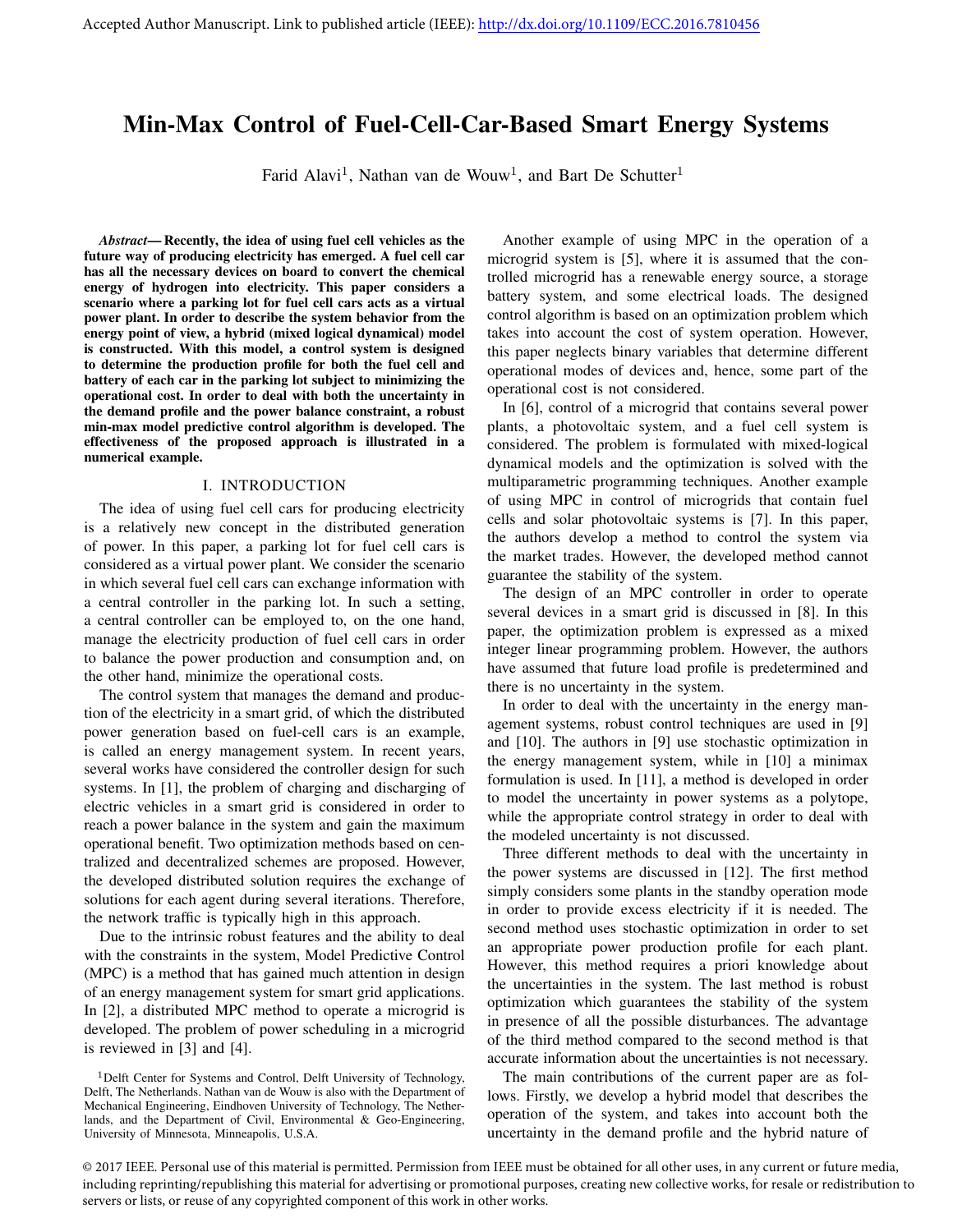# Min-Max Control of Fuel-Cell-Car-Based Smart Energy Systems

Farid Alavi[1], Nathan van de Wouw[1], and Bart De Schutter[1]

***Abstract*— Recently, the idea of using fuel cell vehicles as the future way of producing electricity has emerged. A fuel cell car has all the necessary devices on board to convert the chemical energy of hydrogen into electricity. This paper considers a scenario where a parking lot for fuel cell cars acts as a virtual power plant. In order to describe the system behavior from the energy point of view, a hybrid (mixed logical dynamical) model is constructed. With this model, a control system is designed to determine the production profile for both the fuel cell and battery of each car in the parking lot subject to minimizing the operational cost. In order to deal with both the uncertainty in the demand profile and the power balance constraint, a robust min-max model predictive control algorithm is developed. The effectiveness of the proposed approach is illustrated in a numerical example.**

## I. INTRODUCTION

The idea of using fuel cell cars for producing electricity is a relatively new concept in the distributed generation of power. In this paper, a parking lot for fuel cell cars is considered as a virtual power plant. We consider the scenario in which several fuel cell cars can exchange information with a central controller in the parking lot. In such a setting, a central controller can be employed to, on the one hand, manage the electricity production of fuel cell cars in order to balance the power production and consumption and, on the other hand, minimize the operational costs.

The control system that manages the demand and production of the electricity in a smart grid, of which the distributed power generation based on fuel-cell cars is an example, is called an energy management system. In recent years, several works have considered the controller design for such systems. In [1], the problem of charging and discharging of electric vehicles in a smart grid is considered in order to reach a power balance in the system and gain the maximum operational benefit. Two optimization methods based on centralized and decentralized schemes are proposed. However, the developed distributed solution requires the exchange of solutions for each agent during several iterations. Therefore, the network traffic is typically high in this approach.

Due to the intrinsic robust features and the ability to deal with the constraints in the system, Model Predictive Control (MPC) is a method that has gained much attention in design of an energy management system for smart grid applications. In [2], a distributed MPC method to operate a microgrid is developed. The problem of power scheduling in a microgrid is reviewed in [3] and [4].

Another example of using MPC in the operation of a microgrid system is [5], where it is assumed that the controlled microgrid has a renewable energy source, a storage battery system, and some electrical loads. The designed control algorithm is based on an optimization problem which takes into account the cost of system operation. However, this paper neglects binary variables that determine different operational modes of devices and, hence, some part of the operational cost is not considered.

In [6], control of a microgrid that contains several power plants, a photovoltaic system, and a fuel cell system is considered. The problem is formulated with mixed-logical dynamical models and the optimization is solved with the multiparametric programming techniques. Another example of using MPC in control of microgrids that contain fuel cells and solar photovoltaic systems is [7]. In this paper, the authors develop a method to control the system via the market trades. However, the developed method cannot guarantee the stability of the system.

The design of an MPC controller in order to operate several devices in a smart grid is discussed in [8]. In this paper, the optimization problem is expressed as a mixed integer linear programming problem. However, the authors have assumed that future load profile is predetermined and there is no uncertainty in the system.

In order to deal with the uncertainty in the energy management systems, robust control techniques are used in [9] and [10]. The authors in [9] use stochastic optimization in the energy management system, while in [10] a minimax formulation is used. In [11], a method is developed in order to model the uncertainty in power systems as a polytope, while the appropriate control strategy in order to deal with the modeled uncertainty is not discussed.

Three different methods to deal with the uncertainty in the power systems are discussed in [12]. The first method simply considers some plants in the standby operation mode in order to provide excess electricity if it is needed. The second method uses stochastic optimization in order to set an appropriate power production profile for each plant. However, this method requires a priori knowledge about the uncertainties in the system. The last method is robust optimization which guarantees the stability of the system in presence of all the possible disturbances. The advantage of the third method compared to the second method is that accurate information about the uncertainties is not necessary.

The main contributions of the current paper are as follows. Firstly, we develop a hybrid model that describes the operation of the system, and takes into account both the uncertainty in the demand profile and the hybrid nature of

[1]Delft Center for Systems and Control, Delft University of Technology, Delft, The Netherlands. Nathan van de Wouw is also with the Department of Mechanical Engineering, Eindhoven University of Technology, The Netherlands, and the Department of Civil, Environmental & Geo-Engineering, University of Minnesota, Minneapolis, U.S.A.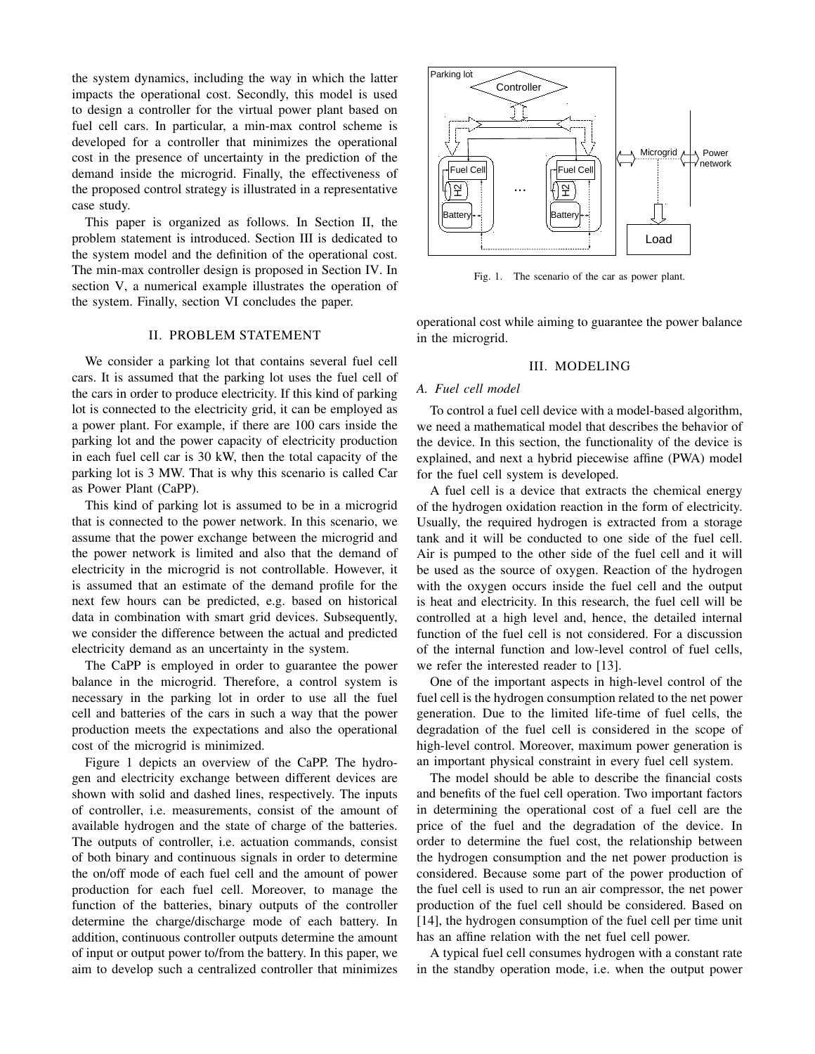the system dynamics, including the way in which the latter impacts the operational cost. Secondly, this model is used to design a controller for the virtual power plant based on fuel cell cars. In particular, a min-max control scheme is developed for a controller that minimizes the operational cost in the presence of uncertainty in the prediction of the demand inside the microgrid. Finally, the effectiveness of the proposed control strategy is illustrated in a representative case study.

This paper is organized as follows. In Section II, the problem statement is introduced. Section III is dedicated to the system model and the definition of the operational cost. The min-max controller design is proposed in Section IV. In section V, a numerical example illustrates the operation of the system. Finally, section VI concludes the paper.

## II. Problem Statement

We consider a parking lot that contains several fuel cell cars. It is assumed that the parking lot uses the fuel cell of the cars in order to produce electricity. If this kind of parking lot is connected to the electricity grid, it can be employed as a power plant. For example, if there are 100 cars inside the parking lot and the power capacity of electricity production in each fuel cell car is 30 kW, then the total capacity of the parking lot is 3 MW. That is why this scenario is called Car as Power Plant (CaPP).

This kind of parking lot is assumed to be in a microgrid that is connected to the power network. In this scenario, we assume that the power exchange between the microgrid and the power network is limited and also that the demand of electricity in the microgrid is not controllable. However, it is assumed that an estimate of the demand profile for the next few hours can be predicted, e.g. based on historical data in combination with smart grid devices. Subsequently, we consider the difference between the actual and predicted electricity demand as an uncertainty in the system.

The CaPP is employed in order to guarantee the power balance in the microgrid. Therefore, a control system is necessary in the parking lot in order to use all the fuel cell and batteries of the cars in such a way that the power production meets the expectations and also the operational cost of the microgrid is minimized.

Figure 1 depicts an overview of the CaPP. The hydrogen and electricity exchange between different devices are shown with solid and dashed lines, respectively. The inputs of controller, i.e. measurements, consist of the amount of available hydrogen and the state of charge of the batteries. The outputs of controller, i.e. actuation commands, consist of both binary and continuous signals in order to determine the on/off mode of each fuel cell and the amount of power production for each fuel cell. Moreover, to manage the function of the batteries, binary outputs of the controller determine the charge/discharge mode of each battery. In addition, continuous controller outputs determine the amount of input or output power to/from the battery. In this paper, we aim to develop such a centralized controller that minimizes operational cost while aiming to guarantee the power balance in the microgrid.

Fig. 1. The scenario of the car as power plant.

## III. Modeling

### A. Fuel cell model

To control a fuel cell device with a model-based algorithm, we need a mathematical model that describes the behavior of the device. In this section, the functionality of the device is explained, and next a hybrid piecewise affine (PWA) model for the fuel cell system is developed.

A fuel cell is a device that extracts the chemical energy of the hydrogen oxidation reaction in the form of electricity. Usually, the required hydrogen is extracted from a storage tank and it will be conducted to one side of the fuel cell. Air is pumped to the other side of the fuel cell and it will be used as the source of oxygen. Reaction of the hydrogen with the oxygen occurs inside the fuel cell and the output is heat and electricity. In this research, the fuel cell will be controlled at a high level and, hence, the detailed internal function of the fuel cell is not considered. For a discussion of the internal function and low-level control of fuel cells, we refer the interested reader to [13].

One of the important aspects in high-level control of the fuel cell is the hydrogen consumption related to the net power generation. Due to the limited life-time of fuel cells, the degradation of the fuel cell is considered in the scope of high-level control. Moreover, maximum power generation is an important physical constraint in every fuel cell system.

The model should be able to describe the financial costs and benefits of the fuel cell operation. Two important factors in determining the operational cost of a fuel cell are the price of the fuel and the degradation of the device. In order to determine the fuel cost, the relationship between the hydrogen consumption and the net power production is considered. Because some part of the power production of the fuel cell is used to run an air compressor, the net power production of the fuel cell should be considered. Based on [14], the hydrogen consumption of the fuel cell per time unit has an affine relation with the net fuel cell power.

A typical fuel cell consumes hydrogen with a constant rate in the standby operation mode, i.e. when the output power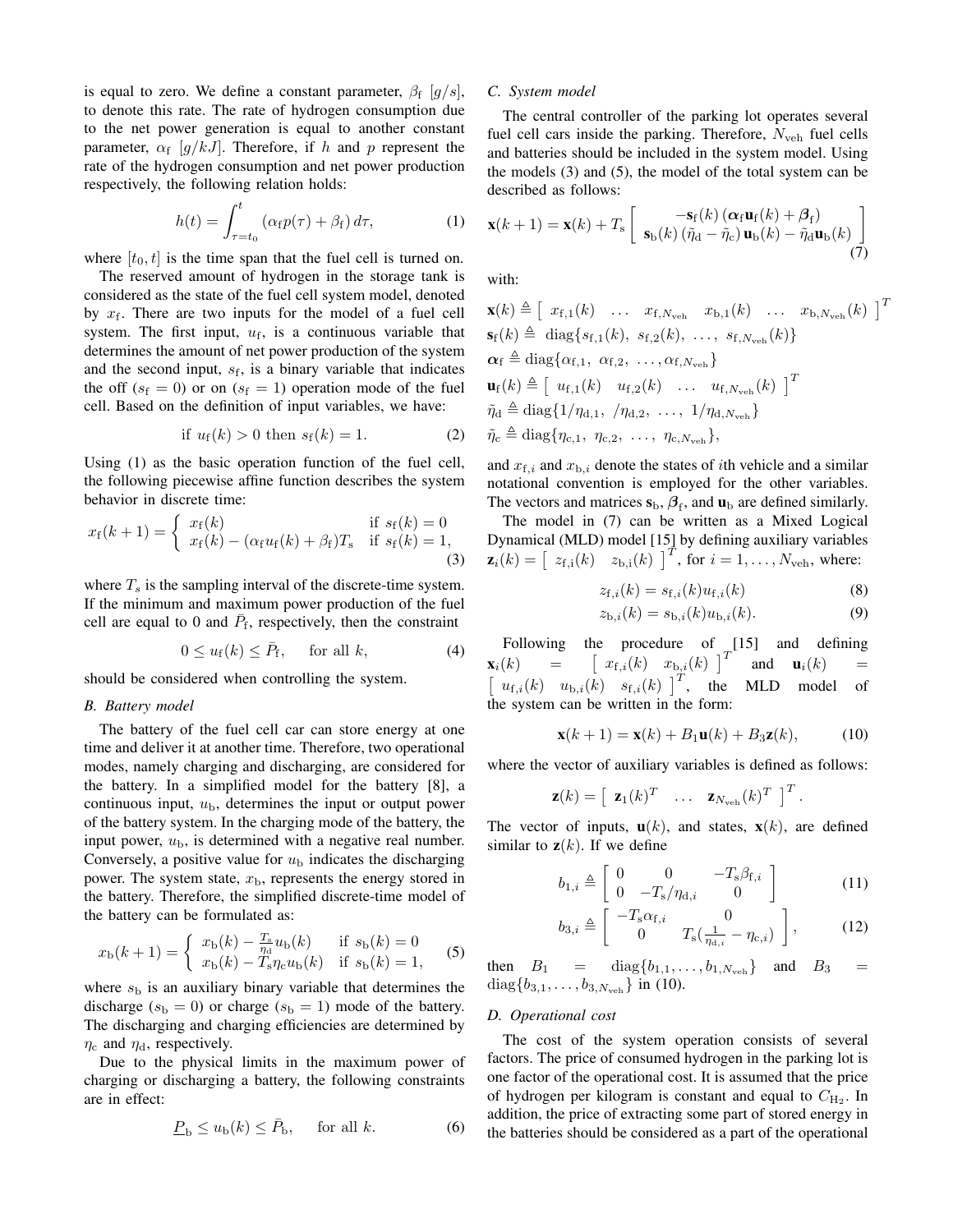is equal to zero. We define a constant parameter, $\beta_{\rm f}$ $[g/s]$, to denote this rate. The rate of hydrogen consumption due to the net power generation is equal to another constant parameter, $\alpha_{\rm f}$ $[g/kJ]$. Therefore, if $h$ and $p$ represent the rate of the hydrogen consumption and net power production respectively, the following relation holds:

$$h(t) = \int_{\tau=t_0}^{t} \left(\alpha_{\rm f} p(\tau) + \beta_{\rm f}\right) d\tau, \tag{1}$$

where $[t_0, t]$ is the time span that the fuel cell is turned on.

The reserved amount of hydrogen in the storage tank is considered as the state of the fuel cell system model, denoted by $x_{\rm f}$. There are two inputs for the model of a fuel cell system. The first input, $u_{\rm f}$, is a continuous variable that determines the amount of net power production of the system and the second input, $s_{\rm f}$, is a binary variable that indicates the off ($s_{\rm f} = 0$) or on ($s_{\rm f} = 1$) operation mode of the fuel cell. Based on the definition of input variables, we have:

$$\text{if } u_{\rm f}(k) > 0 \text{ then } s_{\rm f}(k) = 1. \tag{2}$$

Using (1) as the basic operation function of the fuel cell, the following piecewise affine function describes the system behavior in discrete time:

$$x_{\rm f}(k+1) = \begin{cases} x_{\rm f}(k) & \text{if } s_{\rm f}(k) = 0 \\ x_{\rm f}(k) - (\alpha_{\rm f} u_{\rm f}(k) + \beta_{\rm f})T_{\rm s} & \text{if } s_{\rm f}(k) = 1, \end{cases} \tag{3}$$

where $T_s$ is the sampling interval of the discrete-time system. If the minimum and maximum power production of the fuel cell are equal to 0 and $\bar{P}_{\rm f}$, respectively, then the constraint

$$0 \leq u_{\rm f}(k) \leq \bar{P}_{\rm f}, \quad \text{for all } k, \tag{4}$$

should be considered when controlling the system.

### B. Battery model

The battery of the fuel cell car can store energy at one time and deliver it at another time. Therefore, two operational modes, namely charging and discharging, are considered for the battery. In a simplified model for the battery [8], a continuous input, $u_{\rm b}$, determines the input or output power of the battery system. In the charging mode of the battery, the input power, $u_{\rm b}$, is determined with a negative real number. Conversely, a positive value for $u_{\rm b}$ indicates the discharging power. The system state, $x_{\rm b}$, represents the energy stored in the battery. Therefore, the simplified discrete-time model of the battery can be formulated as:

$$x_{\rm b}(k+1) = \begin{cases} x_{\rm b}(k) - \frac{T_{\rm s}}{\eta_{\rm d}} u_{\rm b}(k) & \text{if } s_{\rm b}(k) = 0 \\ x_{\rm b}(k) - T_{\rm s}\eta_{\rm c} u_{\rm b}(k) & \text{if } s_{\rm b}(k) = 1, \end{cases} \tag{5}$$

where $s_{\rm b}$ is an auxiliary binary variable that determines the discharge ($s_{\rm b} = 0$) or charge ($s_{\rm b} = 1$) mode of the battery. The discharging and charging efficiencies are determined by $\eta_{\rm c}$ and $\eta_{\rm d}$, respectively.

Due to the physical limits in the maximum power of charging or discharging a battery, the following constraints are in effect:

$$\underline{P}_{\rm b} \leq u_{\rm b}(k) \leq \bar{P}_{\rm b}, \quad \text{for all } k. \tag{6}$$

### C. System model

The central controller of the parking lot operates several fuel cell cars inside the parking. Therefore, $N_{\rm veh}$ fuel cells and batteries should be included in the system model. Using the models (3) and (5), the model of the total system can be described as follows:

$$\mathbf{x}(k+1) = \mathbf{x}(k) + T_{\rm s} \begin{bmatrix} -\mathbf{s}_{\rm f}(k)\left(\boldsymbol{\alpha}_{\rm f}\mathbf{u}_{\rm f}(k) + \boldsymbol{\beta}_{\rm f}\right) \\ \mathbf{s}_{\rm b}(k)\left(\tilde{\eta}_{\rm d} - \tilde{\eta}_{\rm c}\right)\mathbf{u}_{\rm b}(k) - \tilde{\eta}_{\rm d}\mathbf{u}_{\rm b}(k) \end{bmatrix} \tag{7}$$

with:

$$\begin{aligned}
&\mathbf{x}(k) \triangleq \begin{bmatrix} x_{\rm f,1}(k) & \ldots & x_{{\rm f},N_{\rm veh}} & x_{\rm b,1}(k) & \ldots & x_{{\rm b},N_{\rm veh}}(k) \end{bmatrix}^T \\
&\mathbf{s}_{\rm f}(k) \triangleq \operatorname{diag}\{s_{\rm f,1}(k),\ s_{\rm f,2}(k),\ \ldots,\ s_{{\rm f},N_{\rm veh}}(k)\} \\
&\boldsymbol{\alpha}_{\rm f} \triangleq \operatorname{diag}\{\alpha_{\rm f,1},\ \alpha_{\rm f,2},\ \ldots, \alpha_{{\rm f},N_{\rm veh}}\} \\
&\mathbf{u}_{\rm f}(k) \triangleq \begin{bmatrix} u_{\rm f,1}(k) & u_{\rm f,2}(k) & \ldots & u_{{\rm f},N_{\rm veh}}(k) \end{bmatrix}^T \\
&\tilde{\eta}_{\rm d} \triangleq \operatorname{diag}\{1/\eta_{\rm d,1},\ /\eta_{\rm d,2},\ \ldots,\ 1/\eta_{{\rm d},N_{\rm veh}}\} \\
&\tilde{\eta}_{\rm c} \triangleq \operatorname{diag}\{\eta_{\rm c,1},\ \eta_{\rm c,2},\ \ldots,\ \eta_{{\rm c},N_{\rm veh}}\},
\end{aligned}$$

and $x_{{\rm f},i}$ and $x_{{\rm b},i}$ denote the states of $i$th vehicle and a similar notational convention is employed for the other variables. The vectors and matrices $\mathbf{s}_{\rm b}$, $\boldsymbol{\beta}_{\rm f}$, and $\mathbf{u}_{\rm b}$ are defined similarly.

The model in (7) can be written as a Mixed Logical Dynamical (MLD) model [15] by defining auxiliary variables $\mathbf{z}_i(k) = \begin{bmatrix} z_{{\rm f},i}(k) & z_{{\rm b},i}(k) \end{bmatrix}^T$, for $i = 1, \ldots, N_{\rm veh}$, where:

$$z_{{\rm f},i}(k) = s_{{\rm f},i}(k) u_{{\rm f},i}(k) \tag{8}$$

$$z_{{\rm b},i}(k) = s_{{\rm b},i}(k) u_{{\rm b},i}(k). \tag{9}$$

Following the procedure of [15] and defining $\mathbf{x}_i(k) = \begin{bmatrix} x_{{\rm f},i}(k) & x_{{\rm b},i}(k) \end{bmatrix}^T$ and $\mathbf{u}_i(k) = \begin{bmatrix} u_{{\rm f},i}(k) & u_{{\rm b},i}(k) & s_{{\rm f},i}(k) \end{bmatrix}^T$, the MLD model of the system can be written in the form:

$$\mathbf{x}(k+1) = \mathbf{x}(k) + B_1\mathbf{u}(k) + B_3\mathbf{z}(k), \tag{10}$$

where the vector of auxiliary variables is defined as follows:

$$\mathbf{z}(k) = \begin{bmatrix} \mathbf{z}_1(k)^T & \ldots & \mathbf{z}_{N_{\rm veh}}(k)^T \end{bmatrix}^T.$$

The vector of inputs, $\mathbf{u}(k)$, and states, $\mathbf{x}(k)$, are defined similar to $\mathbf{z}(k)$. If we define

$$b_{1,i} \triangleq \begin{bmatrix} 0 & 0 & -T_{\rm s}\beta_{{\rm f},i} \\ 0 & -T_{\rm s}/\eta_{{\rm d},i} & 0 \end{bmatrix} \tag{11}$$

$$b_{3,i} \triangleq \begin{bmatrix} -T_{\rm s}\alpha_{{\rm f},i} & 0 \\ 0 & T_{\rm s}\left(\frac{1}{\eta_{{\rm d},i}} - \eta_{{\rm c},i}\right) \end{bmatrix}, \tag{12}$$

then $B_1 = \operatorname{diag}\{b_{1,1}, \ldots, b_{1,N_{\rm veh}}\}$ and $B_3 = \operatorname{diag}\{b_{3,1}, \ldots, b_{3,N_{\rm veh}}\}$ in (10).

### D. Operational cost

The cost of the system operation consists of several factors. The price of consumed hydrogen in the parking lot is one factor of the operational cost. It is assumed that the price of hydrogen per kilogram is constant and equal to $C_{\rm H_2}$. In addition, the price of extracting some part of stored energy in the batteries should be considered as a part of the operational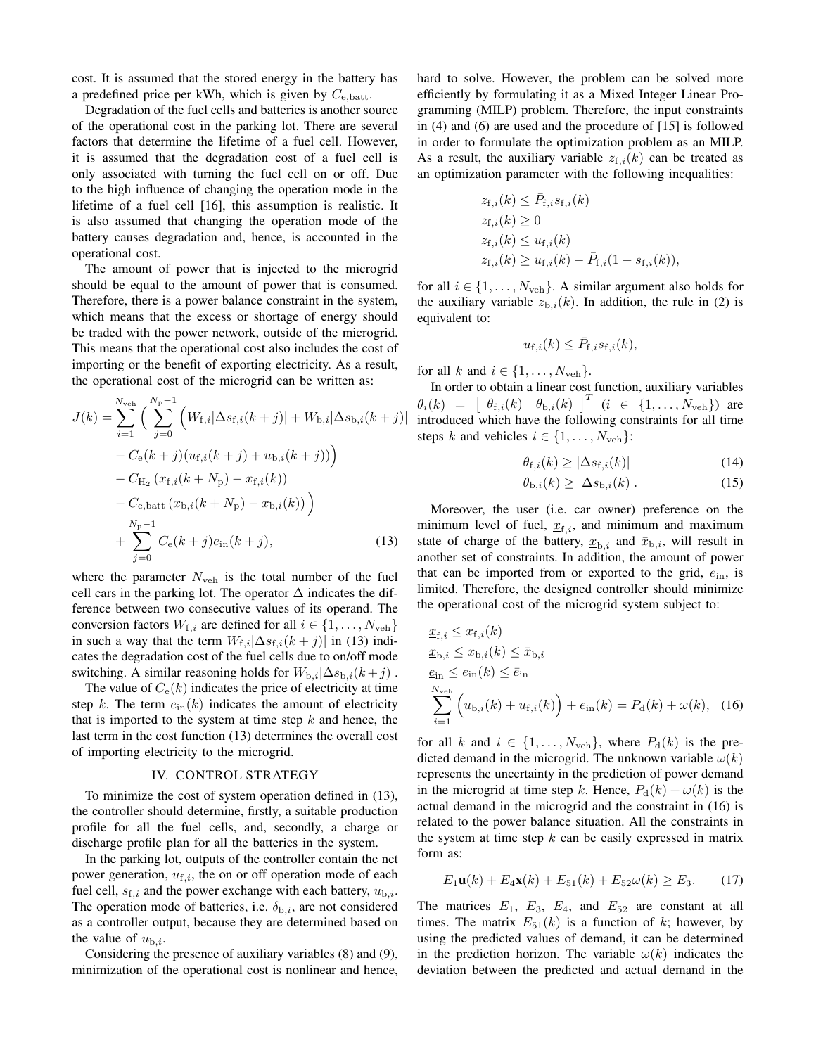cost. It is assumed that the stored energy in the battery has a predefined price per kWh, which is given by $C_{\mathrm{e,batt}}$.

Degradation of the fuel cells and batteries is another source of the operational cost in the parking lot. There are several factors that determine the lifetime of a fuel cell. However, it is assumed that the degradation cost of a fuel cell is only associated with turning the fuel cell on or off. Due to the high influence of changing the operation mode in the lifetime of a fuel cell [16], this assumption is realistic. It is also assumed that changing the operation mode of the battery causes degradation and, hence, is accounted in the operational cost.

The amount of power that is injected to the microgrid should be equal to the amount of power that is consumed. Therefore, there is a power balance constraint in the system, which means that the excess or shortage of energy should be traded with the power network, outside of the microgrid. This means that the operational cost also includes the cost of importing or the benefit of exporting electricity. As a result, the operational cost of the microgrid can be written as:

$$
\begin{aligned}
J(k) = \sum_{i=1}^{N_{\mathrm{veh}}} \Big( & \sum_{j=0}^{N_{\mathrm{p}}-1} \Big( W_{\mathrm{f},i} |\Delta s_{\mathrm{f},i}(k+j)| + W_{\mathrm{b},i} |\Delta s_{\mathrm{b},i}(k+j)| \\
& - C_{\mathrm{e}}(k+j)(u_{\mathrm{f},i}(k+j) + u_{\mathrm{b},i}(k+j)) \Big) \\
& - C_{\mathrm{H_2}} \left( x_{\mathrm{f},i}(k+N_{\mathrm{p}}) - x_{\mathrm{f},i}(k) \right) \\
& - C_{\mathrm{e,batt}} \left( x_{\mathrm{b},i}(k+N_{\mathrm{p}}) - x_{\mathrm{b},i}(k) \right) \Big) \\
& + \sum_{j=0}^{N_{\mathrm{p}}-1} C_{\mathrm{e}}(k+j) e_{\mathrm{in}}(k+j), \qquad (13)
\end{aligned}
$$

where the parameter $N_{\mathrm{veh}}$ is the total number of the fuel cell cars in the parking lot. The operator $\Delta$ indicates the difference between two consecutive values of its operand. The conversion factors $W_{\mathrm{f},i}$ are defined for all $i \in \{1, \ldots, N_{\mathrm{veh}}\}$ in such a way that the term $W_{\mathrm{f},i} |\Delta s_{\mathrm{f},i}(k+j)|$ in (13) indicates the degradation cost of the fuel cells due to on/off mode switching. A similar reasoning holds for $W_{\mathrm{b},i} |\Delta s_{\mathrm{b},i}(k+j)|$.

The value of $C_{\mathrm{e}}(k)$ indicates the price of electricity at time step $k$. The term $e_{\mathrm{in}}(k)$ indicates the amount of electricity that is imported to the system at time step $k$ and hence, the last term in the cost function (13) determines the overall cost of importing electricity to the microgrid.

## IV. CONTROL STRATEGY

To minimize the cost of system operation defined in (13), the controller should determine, firstly, a suitable production profile for all the fuel cells, and, secondly, a charge or discharge profile plan for all the batteries in the system.

In the parking lot, outputs of the controller contain the net power generation, $u_{\mathrm{f},i}$, the on or off operation mode of each fuel cell, $s_{\mathrm{f},i}$ and the power exchange with each battery, $u_{\mathrm{b},i}$. The operation mode of batteries, i.e. $\delta_{\mathrm{b},i}$, are not considered as a controller output, because they are determined based on the value of $u_{\mathrm{b},i}$.

Considering the presence of auxiliary variables (8) and (9), minimization of the operational cost is nonlinear and hence, hard to solve. However, the problem can be solved more efficiently by formulating it as a Mixed Integer Linear Programming (MILP) problem. Therefore, the input constraints in (4) and (6) are used and the procedure of [15] is followed in order to formulate the optimization problem as an MILP. As a result, the auxiliary variable $z_{\mathrm{f},i}(k)$ can be treated as an optimization parameter with the following inequalities:

$$
\begin{aligned}
& z_{\mathrm{f},i}(k) \leq \bar{P}_{\mathrm{f},i} s_{\mathrm{f},i}(k) \\
& z_{\mathrm{f},i}(k) \geq 0 \\
& z_{\mathrm{f},i}(k) \leq u_{\mathrm{f},i}(k) \\
& z_{\mathrm{f},i}(k) \geq u_{\mathrm{f},i}(k) - \bar{P}_{\mathrm{f},i}(1 - s_{\mathrm{f},i}(k)),
\end{aligned}
$$

for all $i \in \{1, \ldots, N_{\mathrm{veh}}\}$. A similar argument also holds for the auxiliary variable $z_{\mathrm{b},i}(k)$. In addition, the rule in (2) is equivalent to:

$$
u_{\mathrm{f},i}(k) \leq \bar{P}_{\mathrm{f},i} s_{\mathrm{f},i}(k),
$$

for all $k$ and $i \in \{1, \ldots, N_{\mathrm{veh}}\}$.

In order to obtain a linear cost function, auxiliary variables $\theta_i(k) = \left[ \begin{array}{cc} \theta_{\mathrm{f},i}(k) & \theta_{\mathrm{b},i}(k) \end{array} \right]^T$ ($i \in \{1, \ldots, N_{\mathrm{veh}}\}$) are introduced which have the following constraints for all time steps $k$ and vehicles $i \in \{1, \ldots, N_{\mathrm{veh}}\}$:

$$
\theta_{\mathrm{f},i}(k) \geq |\Delta s_{\mathrm{f},i}(k)| \qquad (14)
$$

$$
\theta_{\mathrm{b},i}(k) \geq |\Delta s_{\mathrm{b},i}(k)|. \qquad (15)
$$

Moreover, the user (i.e. car owner) preference on the minimum level of fuel, $\underline{x}_{\mathrm{f},i}$, and minimum and maximum state of charge of the battery, $\underline{x}_{\mathrm{b},i}$ and $\bar{x}_{\mathrm{b},i}$, will result in another set of constraints. In addition, the amount of power that can be imported from or exported to the grid, $e_{\mathrm{in}}$, is limited. Therefore, the designed controller should minimize the operational cost of the microgrid system subject to:

$$
\begin{aligned}
& \underline{x}_{\mathrm{f},i} \leq x_{\mathrm{f},i}(k) \\
& \underline{x}_{\mathrm{b},i} \leq x_{\mathrm{b},i}(k) \leq \bar{x}_{\mathrm{b},i} \\
& \underline{e}_{\mathrm{in}} \leq e_{\mathrm{in}}(k) \leq \bar{e}_{\mathrm{in}} \\
& \sum_{i=1}^{N_{\mathrm{veh}}} \Big( u_{\mathrm{b},i}(k) + u_{\mathrm{f},i}(k) \Big) + e_{\mathrm{in}}(k) = P_{\mathrm{d}}(k) + \omega(k), \qquad (16)
\end{aligned}
$$

for all $k$ and $i \in \{1, \ldots, N_{\mathrm{veh}}\}$, where $P_{\mathrm{d}}(k)$ is the predicted demand in the microgrid. The unknown variable $\omega(k)$ represents the uncertainty in the prediction of power demand in the microgrid at time step $k$. Hence, $P_{\mathrm{d}}(k) + \omega(k)$ is the actual demand in the microgrid and the constraint in (16) is related to the power balance situation. All the constraints in the system at time step $k$ can be easily expressed in matrix form as:

$$
E_1 \mathbf{u}(k) + E_4 \mathbf{x}(k) + E_{51}(k) + E_{52} \omega(k) \geq E_3. \qquad (17)
$$

The matrices $E_1$, $E_3$, $E_4$, and $E_{52}$ are constant at all times. The matrix $E_{51}(k)$ is a function of $k$; however, by using the predicted values of demand, it can be determined in the prediction horizon. The variable $\omega(k)$ indicates the deviation between the predicted and actual demand in the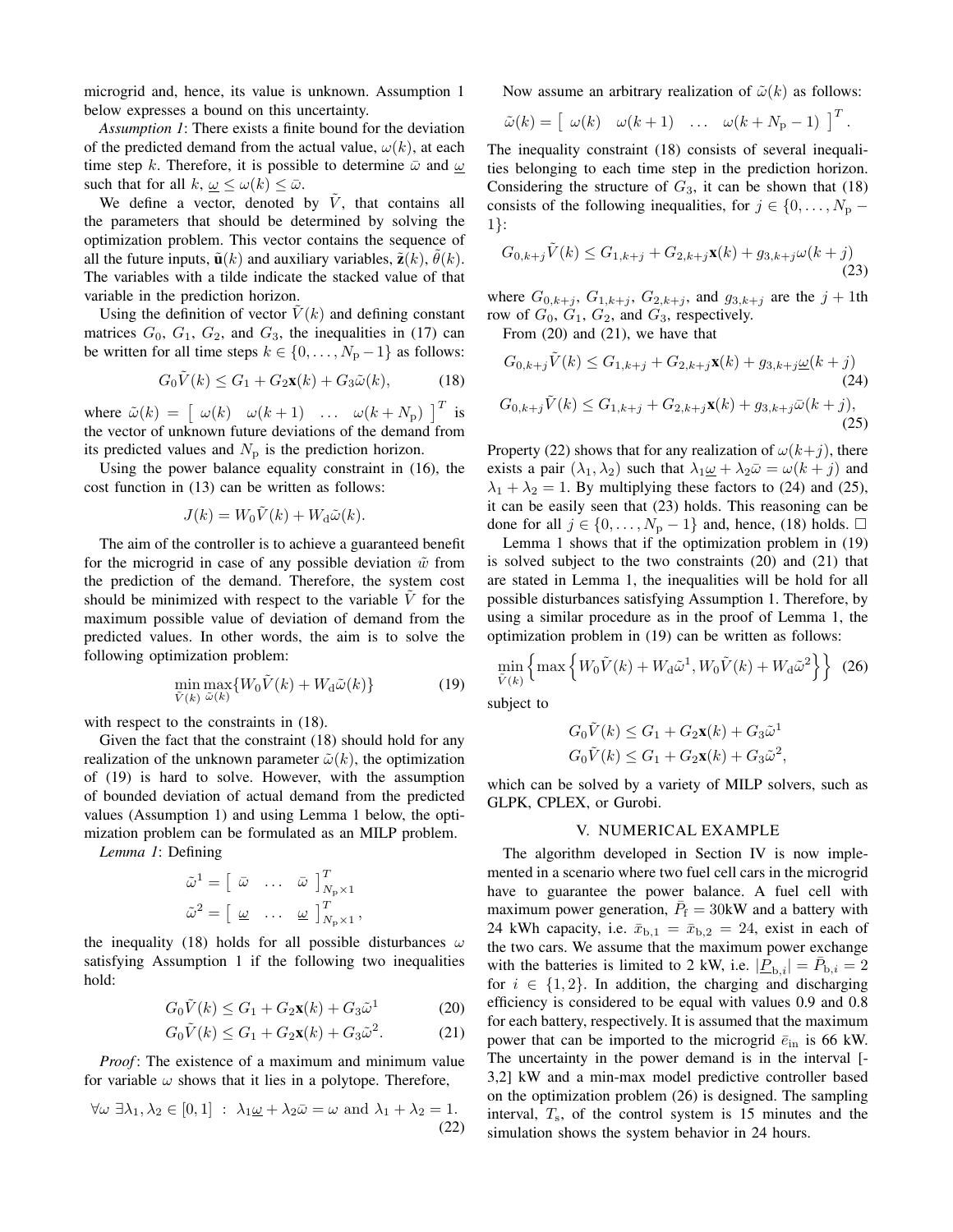microgrid and, hence, its value is unknown. Assumption 1 below expresses a bound on this uncertainty.

*Assumption 1*: There exists a finite bound for the deviation of the predicted demand from the actual value, $\omega(k)$, at each time step $k$. Therefore, it is possible to determine $\bar{\omega}$ and $\underline{\omega}$ such that for all $k$, $\underline{\omega} \leq \omega(k) \leq \bar{\omega}$.

We define a vector, denoted by $\tilde{V}$, that contains all the parameters that should be determined by solving the optimization problem. This vector contains the sequence of all the future inputs, $\tilde{\mathbf{u}}(k)$ and auxiliary variables, $\tilde{\mathbf{z}}(k)$, $\tilde{\theta}(k)$. The variables with a tilde indicate the stacked value of that variable in the prediction horizon.

Using the definition of vector $\tilde{V}(k)$ and defining constant matrices $G_0$, $G_1$, $G_2$, and $G_3$, the inequalities in (17) can be written for all time steps $k \in \{0, \dots, N_\mathrm{p}-1\}$ as follows:

$$G_0 \tilde{V}(k) \leq G_1 + G_2 \mathbf{x}(k) + G_3 \tilde{\omega}(k), \tag{18}$$

where $\tilde{\omega}(k) = \begin{bmatrix} \omega(k) & \omega(k+1) & \dots & \omega(k+N_\mathrm{p}) \end{bmatrix}^T$ is the vector of unknown future deviations of the demand from its predicted values and $N_\mathrm{p}$ is the prediction horizon.

Using the power balance equality constraint in (16), the cost function in (13) can be written as follows:

$$J(k) = W_0 \tilde{V}(k) + W_\mathrm{d} \tilde{\omega}(k).$$

The aim of the controller is to achieve a guaranteed benefit for the microgrid in case of any possible deviation $\tilde{w}$ from the prediction of the demand. Therefore, the system cost should be minimized with respect to the variable $\tilde{V}$ for the maximum possible value of deviation of demand from the predicted values. In other words, the aim is to solve the following optimization problem:

$$\min_{\tilde{V}(k)} \max_{\tilde{\omega}(k)} \{ W_0 \tilde{V}(k) + W_\mathrm{d} \tilde{\omega}(k) \} \tag{19}$$

with respect to the constraints in (18).

Given the fact that the constraint (18) should hold for any realization of the unknown parameter $\tilde{\omega}(k)$, the optimization of (19) is hard to solve. However, with the assumption of bounded deviation of actual demand from the predicted values (Assumption 1) and using Lemma 1 below, the optimization problem can be formulated as an MILP problem.

*Lemma 1*: Defining

$$\tilde{\omega}^1 = \begin{bmatrix} \bar{\omega} & \dots & \bar{\omega} \end{bmatrix}^T_{N_\mathrm{p} \times 1}$$
$$\tilde{\omega}^2 = \begin{bmatrix} \underline{\omega} & \dots & \underline{\omega} \end{bmatrix}^T_{N_\mathrm{p} \times 1},$$

the inequality (18) holds for all possible disturbances $\omega$ satisfying Assumption 1 if the following two inequalities hold:

$$G_0 \tilde{V}(k) \leq G_1 + G_2 \mathbf{x}(k) + G_3 \tilde{\omega}^1 \tag{20}$$

$$G_0 \tilde{V}(k) \leq G_1 + G_2 \mathbf{x}(k) + G_3 \tilde{\omega}^2. \tag{21}$$

*Proof*: The existence of a maximum and minimum value for variable $\omega$ shows that it lies in a polytope. Therefore,

$$\forall \omega \ \exists \lambda_1, \lambda_2 \in [0, 1] \ : \ \lambda_1 \underline{\omega} + \lambda_2 \bar{\omega} = \omega \text{ and } \lambda_1 + \lambda_2 = 1. \tag{22}$$

Now assume an arbitrary realization of $\tilde{\omega}(k)$ as follows:

$$\tilde{\omega}(k) = \begin{bmatrix} \omega(k) & \omega(k+1) & \dots & \omega(k+N_\mathrm{p}-1) \end{bmatrix}^T.$$

The inequality constraint (18) consists of several inequalities belonging to each time step in the prediction horizon. Considering the structure of $G_3$, it can be shown that (18) consists of the following inequalities, for $j \in \{0, \dots, N_\mathrm{p} - 1\}$:

$$G_{0,k+j} \tilde{V}(k) \leq G_{1,k+j} + G_{2,k+j} \mathbf{x}(k) + g_{3,k+j} \omega(k+j) \tag{23}$$

where $G_{0,k+j}$, $G_{1,k+j}$, $G_{2,k+j}$, and $g_{3,k+j}$ are the $j+1$th row of $G_0$, $G_1$, $G_2$, and $G_3$, respectively.

From (20) and (21), we have that

$$G_{0,k+j} \tilde{V}(k) \leq G_{1,k+j} + G_{2,k+j} \mathbf{x}(k) + g_{3,k+j} \underline{\omega}(k+j) \tag{24}$$

$$G_{0,k+j} \tilde{V}(k) \leq G_{1,k+j} + G_{2,k+j} \mathbf{x}(k) + g_{3,k+j} \bar{\omega}(k+j), \tag{25}$$

Property (22) shows that for any realization of $\omega(k+j)$, there exists a pair $(\lambda_1, \lambda_2)$ such that $\lambda_1 \underline{\omega} + \lambda_2 \bar{\omega} = \omega(k+j)$ and $\lambda_1 + \lambda_2 = 1$. By multiplying these factors to (24) and (25), it can be easily seen that (23) holds. This reasoning can be done for all $j \in \{0, \dots, N_\mathrm{p} - 1\}$ and, hence, (18) holds. □

Lemma 1 shows that if the optimization problem in (19) is solved subject to the two constraints (20) and (21) that are stated in Lemma 1, the inequalities will be hold for all possible disturbances satisfying Assumption 1. Therefore, by using a similar procedure as in the proof of Lemma 1, the optimization problem in (19) can be written as follows:

$$\min_{\tilde{V}(k)} \left\{ \max \left\{ W_0 \tilde{V}(k) + W_\mathrm{d} \tilde{\omega}^1, W_0 \tilde{V}(k) + W_\mathrm{d} \tilde{\omega}^2 \right\} \right\} \tag{26}$$

subject to

$$G_0 \tilde{V}(k) \leq G_1 + G_2 \mathbf{x}(k) + G_3 \tilde{\omega}^1$$
$$G_0 \tilde{V}(k) \leq G_1 + G_2 \mathbf{x}(k) + G_3 \tilde{\omega}^2,$$

which can be solved by a variety of MILP solvers, such as GLPK, CPLEX, or Gurobi.

## V. NUMERICAL EXAMPLE

The algorithm developed in Section IV is now implemented in a scenario where two fuel cell cars in the microgrid have to guarantee the power balance. A fuel cell with maximum power generation, $\bar{P}_\mathrm{f} = 30$kW and a battery with 24 kWh capacity, i.e. $\bar{x}_{\mathrm{b},1} = \bar{x}_{\mathrm{b},2} = 24$, exist in each of the two cars. We assume that the maximum power exchange with the batteries is limited to 2 kW, i.e. $|\underline{P}_{\mathrm{b},i}| = \bar{P}_{\mathrm{b},i} = 2$ for $i \in \{1, 2\}$. In addition, the charging and discharging efficiency is considered to be equal with values 0.9 and 0.8 for each battery, respectively. It is assumed that the maximum power that can be imported to the microgrid $\bar{e}_\mathrm{in}$ is 66 kW. The uncertainty in the power demand is in the interval [-3,2] kW and a min-max model predictive controller based on the optimization problem (26) is designed. The sampling interval, $T_\mathrm{s}$, of the control system is 15 minutes and the simulation shows the system behavior in 24 hours.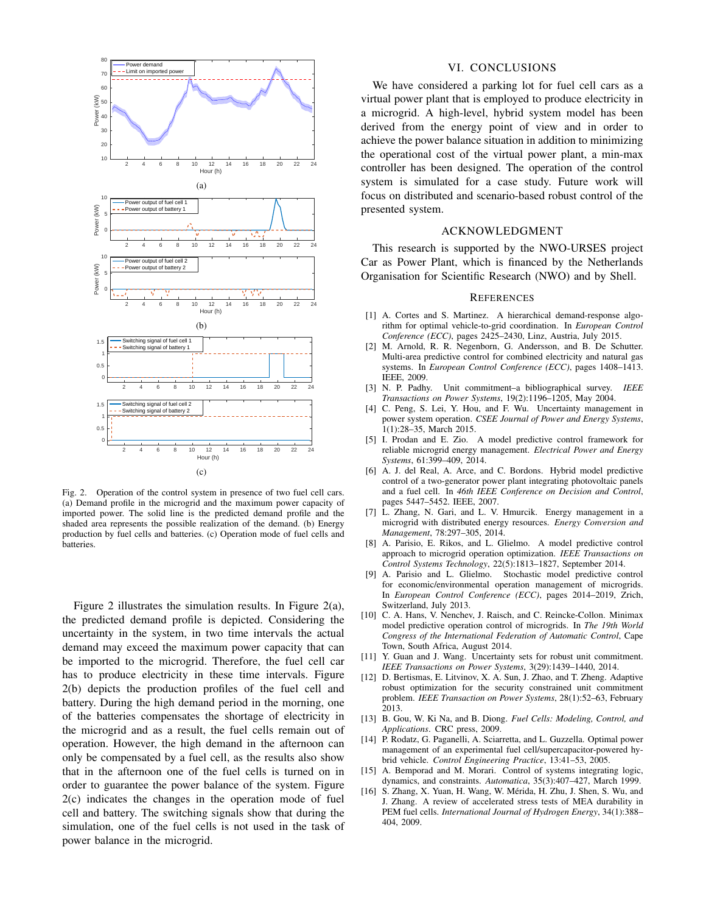(a)

Power demand
Limit on imported power
Power (kW)
Hour (h)
80
70
60
50
40
30
20
10
2 4 6 8 10 12 14 16 18 20 22 24

(b)

Power output of fuel cell 1
Power output of battery 1
Power (kW)
10
5
0
2 4 6 8 10 12 14 16 18 20 22 24

Power output of fuel cell 2
Power output of battery 2
Power (kW)
Hour (h)
10
5
0
2 4 6 8 10 12 14 16 18 20 22 24

(c)

Switching signal of fuel cell 1
Switching signal of battery 1
1.5
1
0.5
0
2 4 6 8 10 12 14 16 18 20 22 24

Switching signal of fuel cell 2
Switching signal of battery 2
Hour (h)
1.5
1
0.5
0
2 4 6 8 10 12 14 16 18 20 22 24

Fig. 2. Operation of the control system in presence of two fuel cell cars. (a) Demand profile in the microgrid and the maximum power capacity of imported power. The solid line is the predicted demand profile and the shaded area represents the possible realization of the demand. (b) Energy production by fuel cells and batteries. (c) Operation mode of fuel cells and batteries.

Figure 2 illustrates the simulation results. In Figure 2(a), the predicted demand profile is depicted. Considering the uncertainty in the system, in two time intervals the actual demand may exceed the maximum power capacity that can be imported to the microgrid. Therefore, the fuel cell car has to produce electricity in these time intervals. Figure 2(b) depicts the production profiles of the fuel cell and battery. During the high demand period in the morning, one of the batteries compensates the shortage of electricity in the microgrid and as a result, the fuel cells remain out of operation. However, the high demand in the afternoon can only be compensated by a fuel cell, as the results also show that in the afternoon one of the fuel cells is turned on in order to guarantee the power balance of the system. Figure 2(c) indicates the changes in the operation mode of fuel cell and battery. The switching signals show that during the simulation, one of the fuel cells is not used in the task of power balance in the microgrid.

## VI. Conclusions

We have considered a parking lot for fuel cell cars as a virtual power plant that is employed to produce electricity in a microgrid. A high-level, hybrid system model has been derived from the energy point of view and in order to achieve the power balance situation in addition to minimizing the operational cost of the virtual power plant, a min-max controller has been designed. The operation of the control system is simulated for a case study. Future work will focus on distributed and scenario-based robust control of the presented system.

## Acknowledgment

This research is supported by the NWO-URSES project Car as Power Plant, which is financed by the Netherlands Organisation for Scientific Research (NWO) and by Shell.

## References

[1] A. Cortes and S. Martinez. A hierarchical demand-response algorithm for optimal vehicle-to-grid coordination. In *European Control Conference (ECC)*, pages 2425–2430, Linz, Austria, July 2015.

[2] M. Arnold, R. R. Negenborn, G. Andersson, and B. De Schutter. Multi-area predictive control for combined electricity and natural gas systems. In *European Control Conference (ECC)*, pages 1408–1413. IEEE, 2009.

[3] N. P. Padhy. Unit commitment–a bibliographical survey. *IEEE Transactions on Power Systems*, 19(2):1196–1205, May 2004.

[4] C. Peng, S. Lei, Y. Hou, and F. Wu. Uncertainty management in power system operation. *CSEE Journal of Power and Energy Systems*, 1(1):28–35, March 2015.

[5] I. Prodan and E. Zio. A model predictive control framework for reliable microgrid energy management. *Electrical Power and Energy Systems*, 61:399–409, 2014.

[6] A. J. del Real, A. Arce, and C. Bordons. Hybrid model predictive control of a two-generator power plant integrating photovoltaic panels and a fuel cell. In *46th IEEE Conference on Decision and Control*, pages 5447–5452. IEEE, 2007.

[7] L. Zhang, N. Gari, and L. V. Hmurcik. Energy management in a microgrid with distributed energy resources. *Energy Conversion and Management*, 78:297–305, 2014.

[8] A. Parisio, E. Rikos, and L. Glielmo. A model predictive control approach to microgrid operation optimization. *IEEE Transactions on Control Systems Technology*, 22(5):1813–1827, September 2014.

[9] A. Parisio and L. Glielmo. Stochastic model predictive control for economic/environmental operation management of microgrids. In *European Control Conference (ECC)*, pages 2014–2019, Zrich, Switzerland, July 2013.

[10] C. A. Hans, V. Nenchev, J. Raisch, and C. Reincke-Collon. Minimax model predictive operation control of microgrids. In *The 19th World Congress of the International Federation of Automatic Control*, Cape Town, South Africa, August 2014.

[11] Y. Guan and J. Wang. Uncertainty sets for robust unit commitment. *IEEE Transactions on Power Systems*, 3(29):1439–1440, 2014.

[12] D. Bertismas, E. Litvinov, X. A. Sun, J. Zhao, and T. Zheng. Adaptive robust optimization for the security constrained unit commitment problem. *IEEE Transaction on Power Systems*, 28(1):52–63, February 2013.

[13] B. Gou, W. Ki Na, and B. Diong. *Fuel Cells: Modeling, Control, and Applications*. CRC press, 2009.

[14] P. Rodatz, G. Paganelli, A. Sciarretta, and L. Guzzella. Optimal power management of an experimental fuel cell/supercapacitor-powered hybrid vehicle. *Control Engineering Practice*, 13:41–53, 2005.

[15] A. Bemporad and M. Morari. Control of systems integrating logic, dynamics, and constraints. *Automatica*, 35(3):407–427, March 1999.

[16] S. Zhang, X. Yuan, H. Wang, W. Mérida, H. Zhu, J. Shen, S. Wu, and J. Zhang. A review of accelerated stress tests of MEA durability in PEM fuel cells. *International Journal of Hydrogen Energy*, 34(1):388–404, 2009.